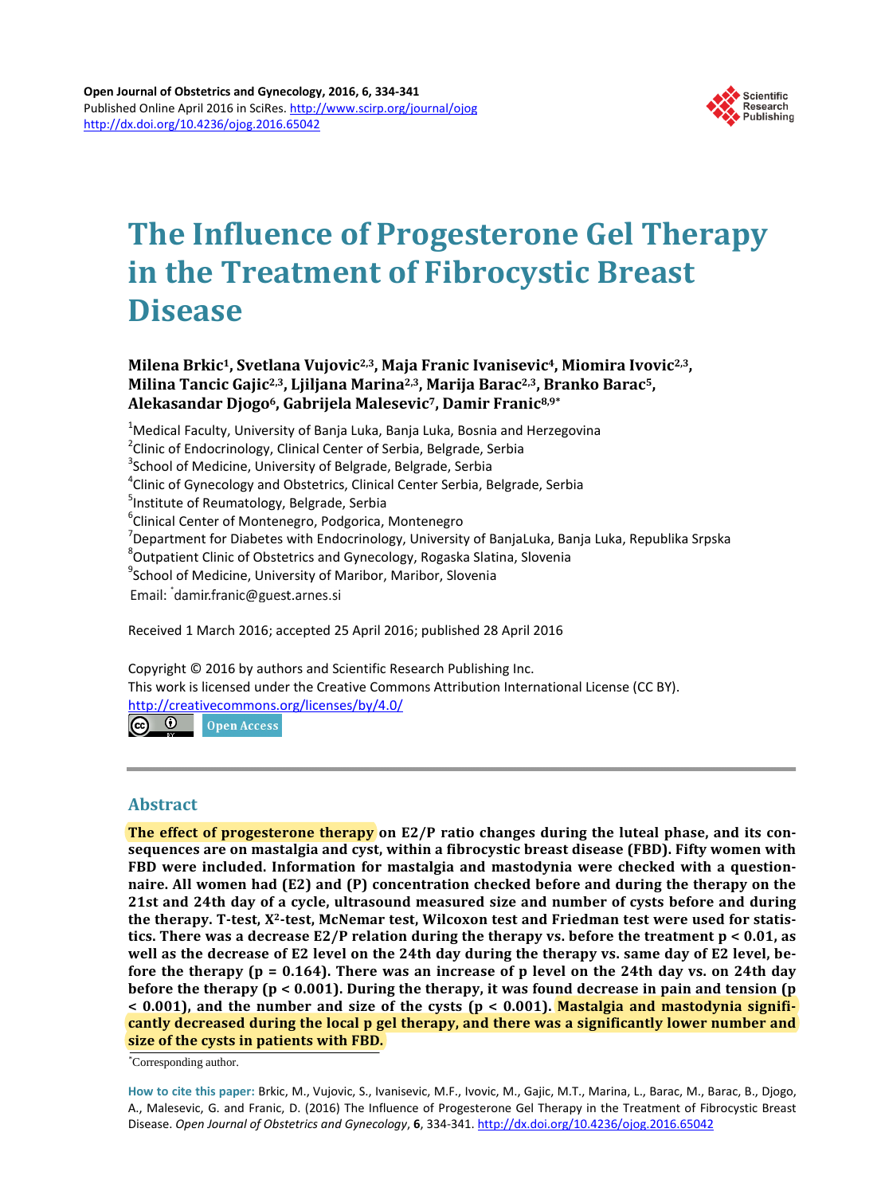Open Journal of Obstetrics and Gynecology, 2016, 6, 334-341
Published Online April 2016 in SciRes. http://www.scirp.org/journal/ojog
http://dx.doi.org/10.4236/ojog.2016.65042

# The Influence of Progesterone Gel Therapy in the Treatment of Fibrocystic Breast Disease

**Milena Brkic[1], Svetlana Vujovic[2,3], Maja Franic Ivanisevic[4], Miomira Ivovic[2,3], Milina Tancic Gajic[2,3], Ljiljana Marina[2,3], Marija Barac[2,3], Branko Barac[5], Alekasandar Djogo[6], Gabrijela Malesevic[7], Damir Franic[8,9]***

[1]Medical Faculty, University of Banja Luka, Banja Luka, Bosnia and Herzegovina
[2]Clinic of Endocrinology, Clinical Center of Serbia, Belgrade, Serbia
[3]School of Medicine, University of Belgrade, Belgrade, Serbia
[4]Clinic of Gynecology and Obstetrics, Clinical Center Serbia, Belgrade, Serbia
[5]Institute of Reumatology, Belgrade, Serbia
[6]Clinical Center of Montenegro, Podgorica, Montenegro
[7]Department for Diabetes with Endocrinology, University of BanjaLuka, Banja Luka, Republika Srpska
[8]Outpatient Clinic of Obstetrics and Gynecology, Rogaska Slatina, Slovenia
[9]School of Medicine, University of Maribor, Maribor, Slovenia
Email: *damir.franic@guest.arnes.si

Received 1 March 2016; accepted 25 April 2016; published 28 April 2016

Copyright © 2016 by authors and Scientific Research Publishing Inc.
This work is licensed under the Creative Commons Attribution International License (CC BY).
http://creativecommons.org/licenses/by/4.0/
Open Access

## Abstract

**The effect of progesterone therapy on E2/P ratio changes during the luteal phase, and its consequences are on mastalgia and cyst, within a fibrocystic breast disease (FBD). Fifty women with FBD were included. Information for mastalgia and mastodynia were checked with a questionnaire. All women had (E2) and (P) concentration checked before and during the therapy on the 21st and 24th day of a cycle, ultrasound measured size and number of cysts before and during the therapy. T-test, $X^2$-test, McNemar test, Wilcoxon test and Friedman test were used for statistics. There was a decrease E2/P relation during the therapy vs. before the treatment $p < 0.01$, as well as the decrease of E2 level on the 24th day during the therapy vs. same day of E2 level, before the therapy ($p = 0.164$). There was an increase of p level on the 24th day vs. on 24th day before the therapy ($p < 0.001$). During the therapy, it was found decrease in pain and tension ($p < 0.001$), and the number and size of the cysts ($p < 0.001$). Mastalgia and mastodynia significantly decreased during the local p gel therapy, and there was a significantly lower number and size of the cysts in patients with FBD.**

*Corresponding author.

**How to cite this paper:** Brkic, M., Vujovic, S., Ivanisevic, M.F., Ivovic, M., Gajic, M.T., Marina, L., Barac, M., Barac, B., Djogo, A., Malesevic, G. and Franic, D. (2016) The Influence of Progesterone Gel Therapy in the Treatment of Fibrocystic Breast Disease. *Open Journal of Obstetrics and Gynecology*, **6**, 334-341. http://dx.doi.org/10.4236/ojog.2016.65042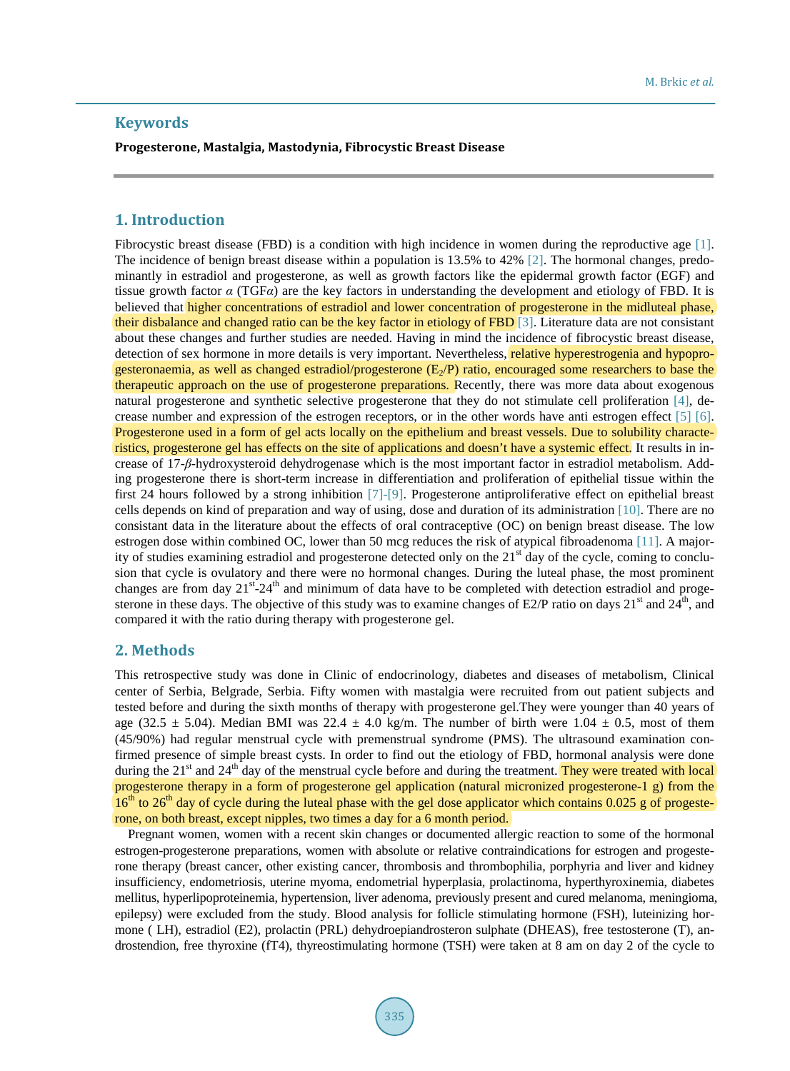## Keywords

**Progesterone, Mastalgia, Mastodynia, Fibrocystic Breast Disease**

## 1. Introduction

Fibrocystic breast disease (FBD) is a condition with high incidence in women during the reproductive age [1]. The incidence of benign breast disease within a population is 13.5% to 42% [2]. The hormonal changes, predominantly in estradiol and progesterone, as well as growth factors like the epidermal growth factor (EGF) and tissue growth factor *α* (TGF*α*) are the key factors in understanding the development and etiology of FBD. It is believed that higher concentrations of estradiol and lower concentration of progesterone in the midluteal phase, their disbalance and changed ratio can be the key factor in etiology of FBD [3]. Literature data are not consistant about these changes and further studies are needed. Having in mind the incidence of fibrocystic breast disease, detection of sex hormone in more details is very important. Nevertheless, relative hyperestrogenia and hypoprogesteronaemia, as well as changed estradiol/progesterone ($E_2$/P) ratio, encouraged some researchers to base the therapeutic approach on the use of progesterone preparations. Recently, there was more data about exogenous natural progesterone and synthetic selective progesterone that they do not stimulate cell proliferation [4], decrease number and expression of the estrogen receptors, or in the other words have anti estrogen effect [5] [6]. Progesterone used in a form of gel acts locally on the epithelium and breast vessels. Due to solubility characteristics, progesterone gel has effects on the site of applications and doesn't have a systemic effect. It results in increase of 17-*β*-hydroxysteroid dehydrogenase which is the most important factor in estradiol metabolism. Adding progesterone there is short-term increase in differentiation and proliferation of epithelial tissue within the first 24 hours followed by a strong inhibition [7]-[9]. Progesterone antiproliferative effect on epithelial breast cells depends on kind of preparation and way of using, dose and duration of its administration [10]. There are no consistant data in the literature about the effects of oral contraceptive (OC) on benign breast disease. The low estrogen dose within combined OC, lower than 50 mcg reduces the risk of atypical fibroadenoma [11]. A majority of studies examining estradiol and progesterone detected only on the 21st day of the cycle, coming to conclusion that cycle is ovulatory and there were no hormonal changes. During the luteal phase, the most prominent changes are from day 21st-24th and minimum of data have to be completed with detection estradiol and progesterone in these days. The objective of this study was to examine changes of E2/P ratio on days 21st and 24th, and compared it with the ratio during therapy with progesterone gel.

## 2. Methods

This retrospective study was done in Clinic of endocrinology, diabetes and diseases of metabolism, Clinical center of Serbia, Belgrade, Serbia. Fifty women with mastalgia were recruited from out patient subjects and tested before and during the sixth months of therapy with progesterone gel.They were younger than 40 years of age (32.5 ± 5.04). Median BMI was 22.4 ± 4.0 kg/m. The number of birth were 1.04 ± 0.5, most of them (45/90%) had regular menstrual cycle with premenstrual syndrome (PMS). The ultrasound examination confirmed presence of simple breast cysts. In order to find out the etiology of FBD, hormonal analysis were done during the 21st and 24th day of the menstrual cycle before and during the treatment. They were treated with local progesterone therapy in a form of progesterone gel application (natural micronized progesterone-1 g) from the 16th to 26th day of cycle during the luteal phase with the gel dose applicator which contains 0.025 g of progesterone, on both breast, except nipples, two times a day for a 6 month period.

Pregnant women, women with a recent skin changes or documented allergic reaction to some of the hormonal estrogen-progesterone preparations, women with absolute or relative contraindications for estrogen and progesterone therapy (breast cancer, other existing cancer, thrombosis and thrombophilia, porphyria and liver and kidney insufficiency, endometriosis, uterine myoma, endometrial hyperplasia, prolactinoma, hyperthyroxinemia, diabetes mellitus, hyperlipoproteinemia, hypertension, liver adenoma, previously present and cured melanoma, meningioma, epilepsy) were excluded from the study. Blood analysis for follicle stimulating hormone (FSH), luteinizing hormone ( LH), estradiol (E2), prolactin (PRL) dehydroepiandrosteron sulphate (DHEAS), free testosterone (T), androstendion, free thyroxine (fT4), thyreostimulating hormone (TSH) were taken at 8 am on day 2 of the cycle to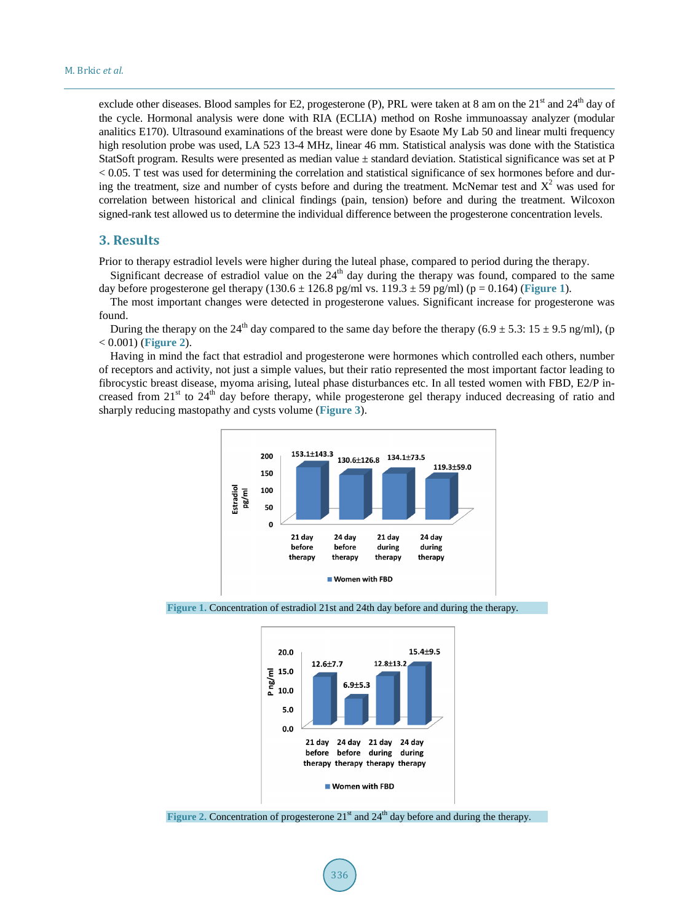exclude other diseases. Blood samples for E2, progesterone (P), PRL were taken at 8 am on the 21st and 24th day of the cycle. Hormonal analysis were done with RIA (ECLIA) method on Roshe immunoassay analyzer (modular analitics E170). Ultrasound examinations of the breast were done by Esaote My Lab 50 and linear multi frequency high resolution probe was used, LA 523 13-4 MHz, linear 46 mm. Statistical analysis was done with the Statistica StatSoft program. Results were presented as median value ± standard deviation. Statistical significance was set at $P < 0.05$. T test was used for determining the correlation and statistical significance of sex hormones before and during the treatment, size and number of cysts before and during the treatment. McNemar test and $X^2$ was used for correlation between historical and clinical findings (pain, tension) before and during the treatment. Wilcoxon signed-rank test allowed us to determine the individual difference between the progesterone concentration levels.

## 3. Results

Prior to therapy estradiol levels were higher during the luteal phase, compared to period during the therapy.

Significant decrease of estradiol value on the 24th day during the therapy was found, compared to the same day before progesterone gel therapy (130.6 ± 126.8 pg/ml vs. 119.3 ± 59 pg/ml) ($p = 0.164$) (**Figure 1**).

The most important changes were detected in progesterone values. Significant increase for progesterone was found.

During the therapy on the 24th day compared to the same day before the therapy (6.9 ± 5.3: 15 ± 9.5 ng/ml), ($p < 0.001$) (**Figure 2**).

Having in mind the fact that estradiol and progesterone were hormones which controlled each others, number of receptors and activity, not just a simple values, but their ratio represented the most important factor leading to fibrocystic breast disease, myoma arising, luteal phase disturbances etc. In all tested women with FBD, E2/P increased from 21st to 24th day before therapy, while progesterone gel therapy induced decreasing of ratio and sharply reducing mastopathy and cysts volume (**Figure 3**).

**Figure 1.** Concentration of estradiol 21st and 24th day before and during the therapy.

**Figure 2.** Concentration of progesterone 21st and 24th day before and during the therapy.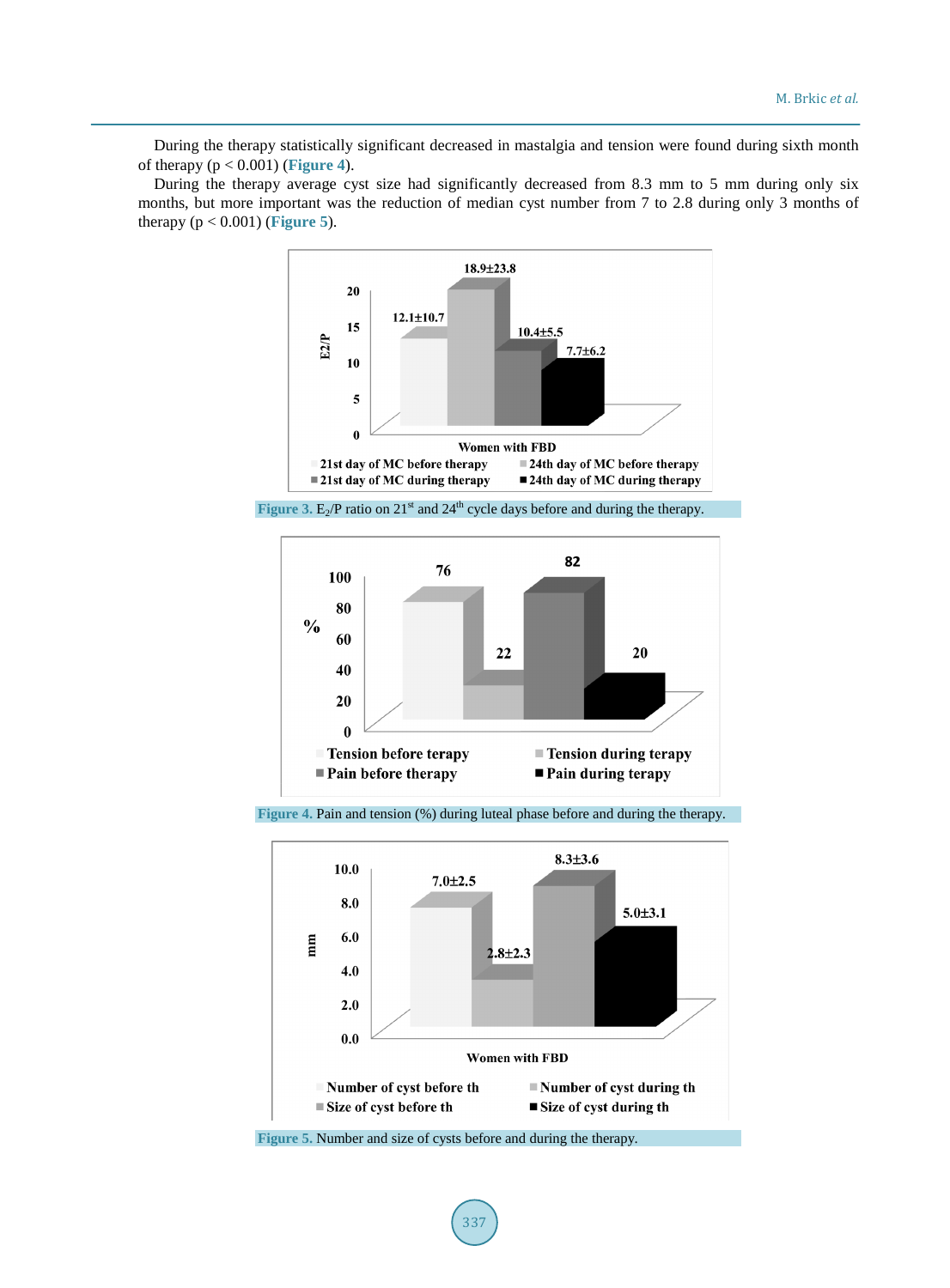During the therapy statistically significant decreased in mastalgia and tension were found during sixth month of therapy ($p < 0.001$) (**Figure 4**).

During the therapy average cyst size had significantly decreased from 8.3 mm to 5 mm during only six months, but more important was the reduction of median cyst number from 7 to 2.8 during only 3 months of therapy ($p < 0.001$) (**Figure 5**).

**Figure 3.** $E_2/P$ ratio on 21[st] and 24[th] cycle days before and during the therapy.

**Figure 4.** Pain and tension (%) during luteal phase before and during the therapy.

**Figure 5.** Number and size of cysts before and during the therapy.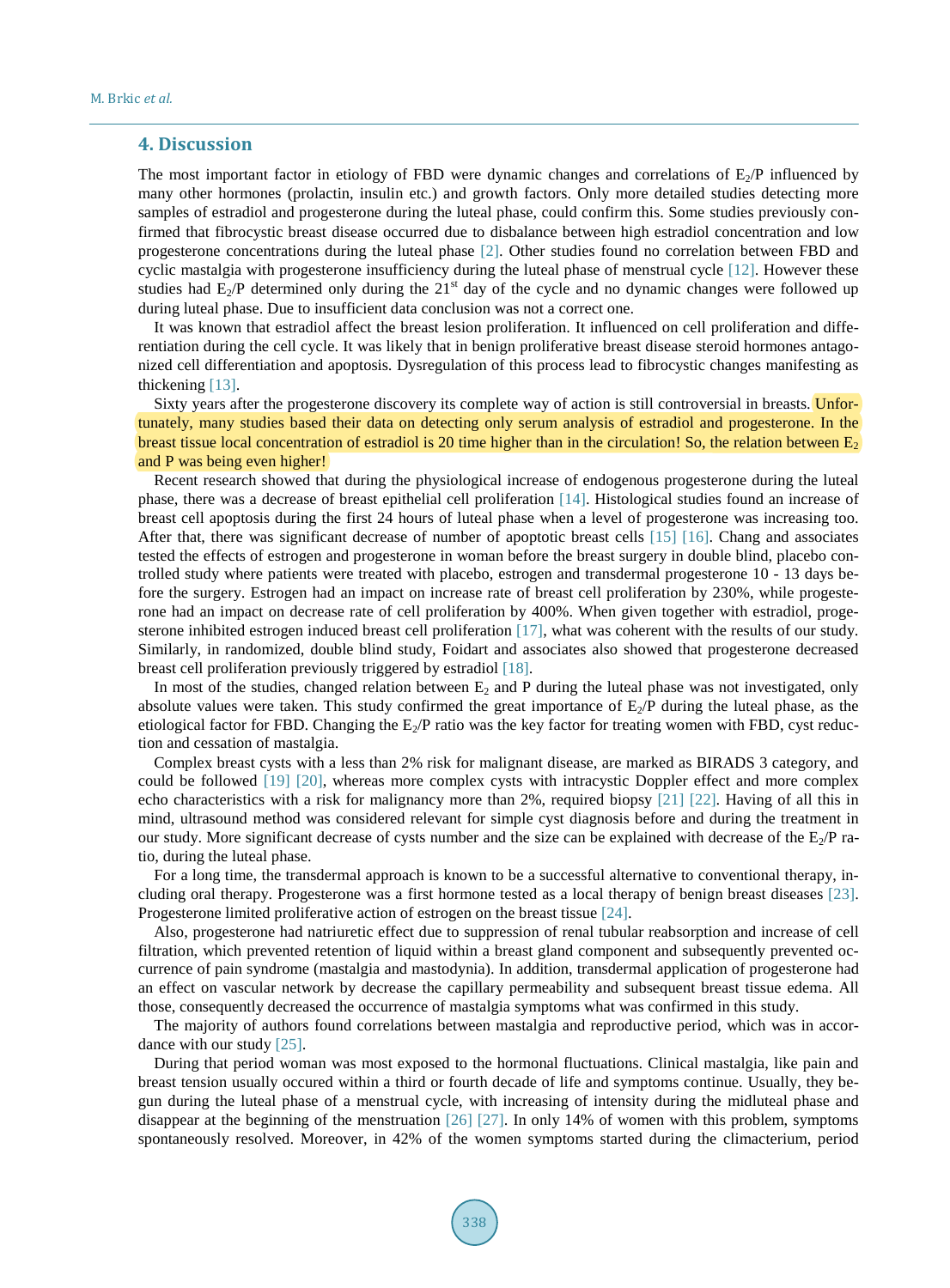## 4. Discussion

The most important factor in etiology of FBD were dynamic changes and correlations of $E_2$/P influenced by many other hormones (prolactin, insulin etc.) and growth factors. Only more detailed studies detecting more samples of estradiol and progesterone during the luteal phase, could confirm this. Some studies previously confirmed that fibrocystic breast disease occurred due to disbalance between high estradiol concentration and low progesterone concentrations during the luteal phase [2]. Other studies found no correlation between FBD and cyclic mastalgia with progesterone insufficiency during the luteal phase of menstrual cycle [12]. However these studies had $E_2$/P determined only during the 21st day of the cycle and no dynamic changes were followed up during luteal phase. Due to insufficient data conclusion was not a correct one.

It was known that estradiol affect the breast lesion proliferation. It influenced on cell proliferation and differentiation during the cell cycle. It was likely that in benign proliferative breast disease steroid hormones antagonized cell differentiation and apoptosis. Dysregulation of this process lead to fibrocystic changes manifesting as thickening [13].

Sixty years after the progesterone discovery its complete way of action is still controversial in breasts. Unfortunately, many studies based their data on detecting only serum analysis of estradiol and progesterone. In the breast tissue local concentration of estradiol is 20 time higher than in the circulation! So, the relation between $E_2$ and P was being even higher!

Recent research showed that during the physiological increase of endogenous progesterone during the luteal phase, there was a decrease of breast epithelial cell proliferation [14]. Histological studies found an increase of breast cell apoptosis during the first 24 hours of luteal phase when a level of progesterone was increasing too. After that, there was significant decrease of number of apoptotic breast cells [15] [16]. Chang and associates tested the effects of estrogen and progesterone in woman before the breast surgery in double blind, placebo controlled study where patients were treated with placebo, estrogen and transdermal progesterone 10 - 13 days before the surgery. Estrogen had an impact on increase rate of breast cell proliferation by 230%, while progesterone had an impact on decrease rate of cell proliferation by 400%. When given together with estradiol, progesterone inhibited estrogen induced breast cell proliferation [17], what was coherent with the results of our study. Similarly, in randomized, double blind study, Foidart and associates also showed that progesterone decreased breast cell proliferation previously triggered by estradiol [18].

In most of the studies, changed relation between $E_2$ and P during the luteal phase was not investigated, only absolute values were taken. This study confirmed the great importance of $E_2$/P during the luteal phase, as the etiological factor for FBD. Changing the $E_2$/P ratio was the key factor for treating women with FBD, cyst reduction and cessation of mastalgia.

Complex breast cysts with a less than 2% risk for malignant disease, are marked as BIRADS 3 category, and could be followed [19] [20], whereas more complex cysts with intracystic Doppler effect and more complex echo characteristics with a risk for malignancy more than 2%, required biopsy [21] [22]. Having of all this in mind, ultrasound method was considered relevant for simple cyst diagnosis before and during the treatment in our study. More significant decrease of cysts number and the size can be explained with decrease of the $E_2$/P ratio, during the luteal phase.

For a long time, the transdermal approach is known to be a successful alternative to conventional therapy, including oral therapy. Progesterone was a first hormone tested as a local therapy of benign breast diseases [23]. Progesterone limited proliferative action of estrogen on the breast tissue [24].

Also, progesterone had natriuretic effect due to suppression of renal tubular reabsorption and increase of cell filtration, which prevented retention of liquid within a breast gland component and subsequently prevented occurrence of pain syndrome (mastalgia and mastodynia). In addition, transdermal application of progesterone had an effect on vascular network by decrease the capillary permeability and subsequent breast tissue edema. All those, consequently decreased the occurrence of mastalgia symptoms what was confirmed in this study.

The majority of authors found correlations between mastalgia and reproductive period, which was in accordance with our study [25].

During that period woman was most exposed to the hormonal fluctuations. Clinical mastalgia, like pain and breast tension usually occured within a third or fourth decade of life and symptoms continue. Usually, they begun during the luteal phase of a menstrual cycle, with increasing of intensity during the midluteal phase and disappear at the beginning of the menstruation [26] [27]. In only 14% of women with this problem, symptoms spontaneously resolved. Moreover, in 42% of the women symptoms started during the climacterium, period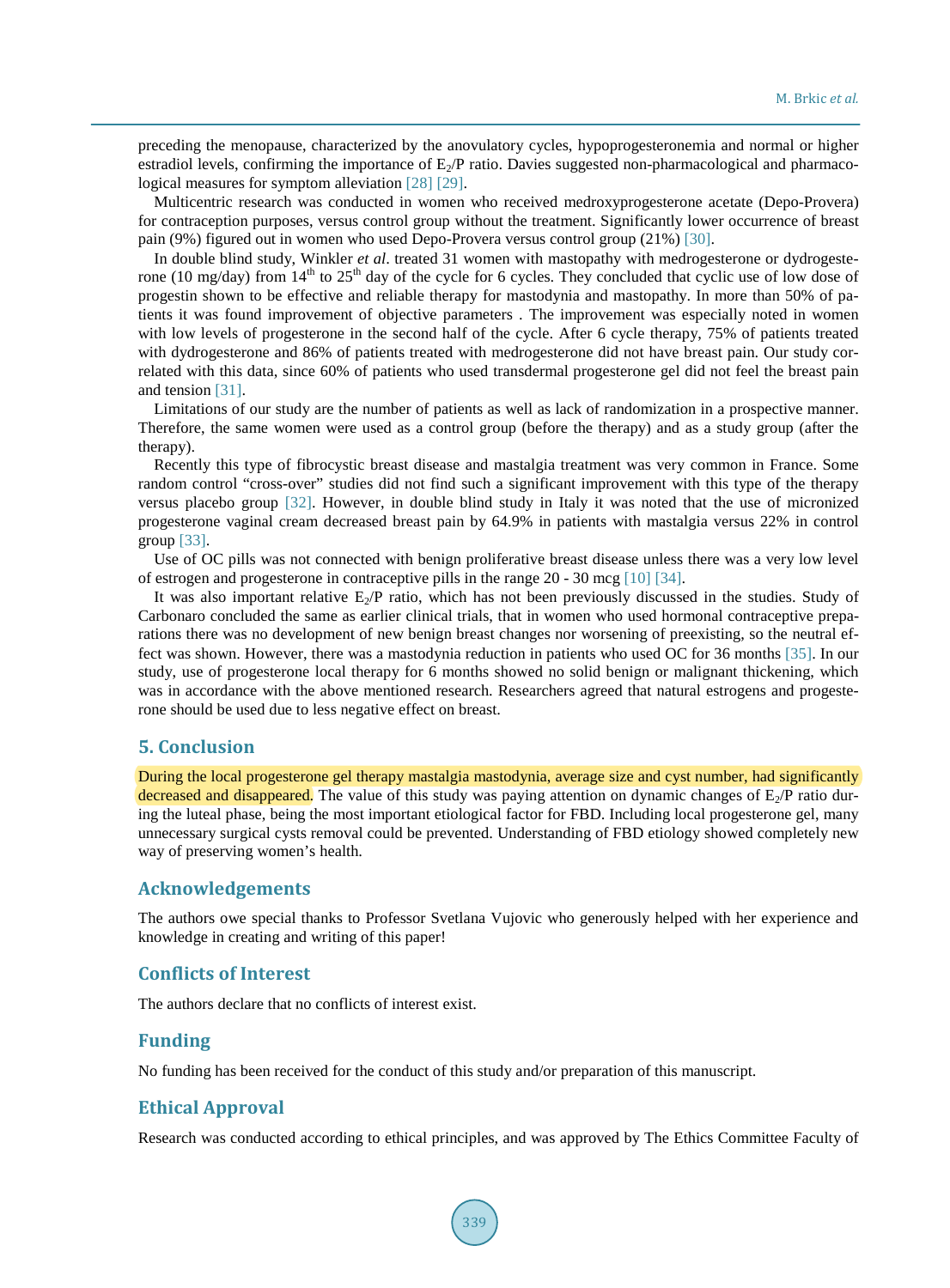preceding the menopause, characterized by the anovulatory cycles, hypoprogesteronemia and normal or higher estradiol levels, confirming the importance of $E_2$/P ratio. Davies suggested non-pharmacological and pharmacological measures for symptom alleviation [28] [29].

Multicentric research was conducted in women who received medroxyprogesterone acetate (Depo-Provera) for contraception purposes, versus control group without the treatment. Significantly lower occurrence of breast pain (9%) figured out in women who used Depo-Provera versus control group (21%) [30].

In double blind study, Winkler *et al*. treated 31 women with mastopathy with medrogesterone or dydrogesterone (10 mg/day) from 14th to 25th day of the cycle for 6 cycles. They concluded that cyclic use of low dose of progestin shown to be effective and reliable therapy for mastodynia and mastopathy. In more than 50% of patients it was found improvement of objective parameters . The improvement was especially noted in women with low levels of progesterone in the second half of the cycle. After 6 cycle therapy, 75% of patients treated with dydrogesterone and 86% of patients treated with medrogesterone did not have breast pain. Our study correlated with this data, since 60% of patients who used transdermal progesterone gel did not feel the breast pain and tension [31].

Limitations of our study are the number of patients as well as lack of randomization in a prospective manner. Therefore, the same women were used as a control group (before the therapy) and as a study group (after the therapy).

Recently this type of fibrocystic breast disease and mastalgia treatment was very common in France. Some random control "cross-over" studies did not find such a significant improvement with this type of the therapy versus placebo group [32]. However, in double blind study in Italy it was noted that the use of micronized progesterone vaginal cream decreased breast pain by 64.9% in patients with mastalgia versus 22% in control group [33].

Use of OC pills was not connected with benign proliferative breast disease unless there was a very low level of estrogen and progesterone in contraceptive pills in the range 20 - 30 mcg [10] [34].

It was also important relative $E_2$/P ratio, which has not been previously discussed in the studies. Study of Carbonaro concluded the same as earlier clinical trials, that in women who used hormonal contraceptive preparations there was no development of new benign breast changes nor worsening of preexisting, so the neutral effect was shown. However, there was a mastodynia reduction in patients who used OC for 36 months [35]. In our study, use of progesterone local therapy for 6 months showed no solid benign or malignant thickening, which was in accordance with the above mentioned research. Researchers agreed that natural estrogens and progesterone should be used due to less negative effect on breast.

## 5. Conclusion

During the local progesterone gel therapy mastalgia mastodynia, average size and cyst number, had significantly decreased and disappeared. The value of this study was paying attention on dynamic changes of $E_2$/P ratio during the luteal phase, being the most important etiological factor for FBD. Including local progesterone gel, many unnecessary surgical cysts removal could be prevented. Understanding of FBD etiology showed completely new way of preserving women's health.

## Acknowledgements

The authors owe special thanks to Professor Svetlana Vujovic who generously helped with her experience and knowledge in creating and writing of this paper!

## Conflicts of Interest

The authors declare that no conflicts of interest exist.

## Funding

No funding has been received for the conduct of this study and/or preparation of this manuscript.

## Ethical Approval

Research was conducted according to ethical principles, and was approved by The Ethics Committee Faculty of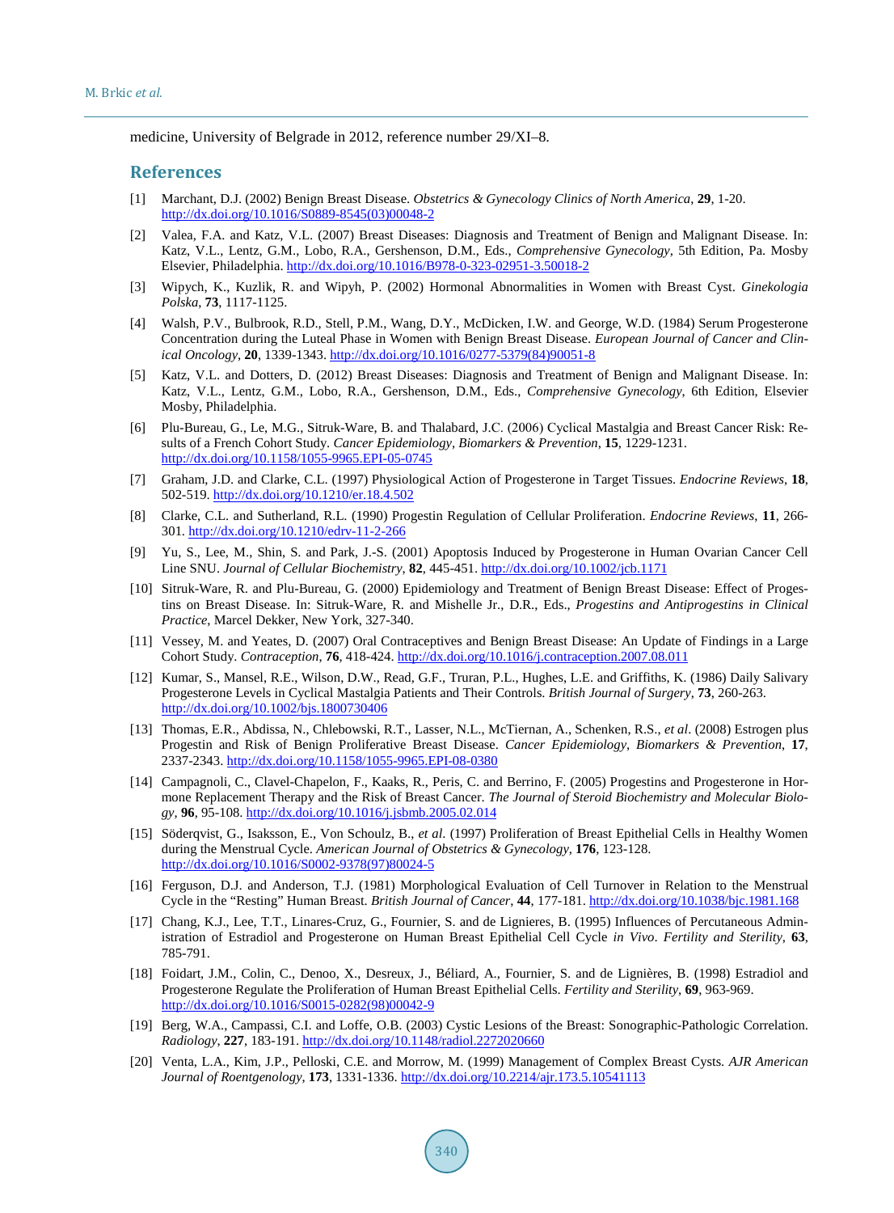medicine, University of Belgrade in 2012, reference number 29/XI–8.

## References

[1] Marchant, D.J. (2002) Benign Breast Disease. *Obstetrics & Gynecology Clinics of North America*, **29**, 1-20. http://dx.doi.org/10.1016/S0889-8545(03)00048-2

[2] Valea, F.A. and Katz, V.L. (2007) Breast Diseases: Diagnosis and Treatment of Benign and Malignant Disease. In: Katz, V.L., Lentz, G.M., Lobo, R.A., Gershenson, D.M., Eds., *Comprehensive Gynecology*, 5th Edition, Pa. Mosby Elsevier, Philadelphia. http://dx.doi.org/10.1016/B978-0-323-02951-3.50018-2

[3] Wipych, K., Kuzlik, R. and Wipyh, P. (2002) Hormonal Abnormalities in Women with Breast Cyst. *Ginekologia Polska*, **73**, 1117-1125.

[4] Walsh, P.V., Bulbrook, R.D., Stell, P.M., Wang, D.Y., McDicken, I.W. and George, W.D. (1984) Serum Progesterone Concentration during the Luteal Phase in Women with Benign Breast Disease. *European Journal of Cancer and Clinical Oncology*, **20**, 1339-1343. http://dx.doi.org/10.1016/0277-5379(84)90051-8

[5] Katz, V.L. and Dotters, D. (2012) Breast Diseases: Diagnosis and Treatment of Benign and Malignant Disease. In: Katz, V.L., Lentz, G.M., Lobo, R.A., Gershenson, D.M., Eds., *Comprehensive Gynecology*, 6th Edition, Elsevier Mosby, Philadelphia.

[6] Plu-Bureau, G., Le, M.G., Sitruk-Ware, B. and Thalabard, J.C. (2006) Cyclical Mastalgia and Breast Cancer Risk: Results of a French Cohort Study. *Cancer Epidemiology, Biomarkers & Prevention*, **15**, 1229-1231. http://dx.doi.org/10.1158/1055-9965.EPI-05-0745

[7] Graham, J.D. and Clarke, C.L. (1997) Physiological Action of Progesterone in Target Tissues. *Endocrine Reviews*, **18**, 502-519. http://dx.doi.org/10.1210/er.18.4.502

[8] Clarke, C.L. and Sutherland, R.L. (1990) Progestin Regulation of Cellular Proliferation. *Endocrine Reviews*, **11**, 266-301. http://dx.doi.org/10.1210/edrv-11-2-266

[9] Yu, S., Lee, M., Shin, S. and Park, J.-S. (2001) Apoptosis Induced by Progesterone in Human Ovarian Cancer Cell Line SNU. *Journal of Cellular Biochemistry*, **82**, 445-451. http://dx.doi.org/10.1002/jcb.1171

[10] Sitruk-Ware, R. and Plu-Bureau, G. (2000) Epidemiology and Treatment of Benign Breast Disease: Effect of Progestins on Breast Disease. In: Sitruk-Ware, R. and Mishelle Jr., D.R., Eds., *Progestins and Antiprogestins in Clinical Practice*, Marcel Dekker, New York, 327-340.

[11] Vessey, M. and Yeates, D. (2007) Oral Contraceptives and Benign Breast Disease: An Update of Findings in a Large Cohort Study. *Contraception*, **76**, 418-424. http://dx.doi.org/10.1016/j.contraception.2007.08.011

[12] Kumar, S., Mansel, R.E., Wilson, D.W., Read, G.F., Truran, P.L., Hughes, L.E. and Griffiths, K. (1986) Daily Salivary Progesterone Levels in Cyclical Mastalgia Patients and Their Controls. *British Journal of Surgery*, **73**, 260-263. http://dx.doi.org/10.1002/bjs.1800730406

[13] Thomas, E.R., Abdissa, N., Chlebowski, R.T., Lasser, N.L., McTiernan, A., Schenken, R.S., *et al*. (2008) Estrogen plus Progestin and Risk of Benign Proliferative Breast Disease. *Cancer Epidemiology, Biomarkers & Prevention*, **17**, 2337-2343. http://dx.doi.org/10.1158/1055-9965.EPI-08-0380

[14] Campagnoli, C., Clavel-Chapelon, F., Kaaks, R., Peris, C. and Berrino, F. (2005) Progestins and Progesterone in Hormone Replacement Therapy and the Risk of Breast Cancer. *The Journal of Steroid Biochemistry and Molecular Biology*, **96**, 95-108. http://dx.doi.org/10.1016/j.jsbmb.2005.02.014

[15] Söderqvist, G., Isaksson, E., Von Schoulz, B., *et al*. (1997) Proliferation of Breast Epithelial Cells in Healthy Women during the Menstrual Cycle. *American Journal of Obstetrics & Gynecology*, **176**, 123-128. http://dx.doi.org/10.1016/S0002-9378(97)80024-5

[16] Ferguson, D.J. and Anderson, T.J. (1981) Morphological Evaluation of Cell Turnover in Relation to the Menstrual Cycle in the "Resting" Human Breast. *British Journal of Cancer*, **44**, 177-181. http://dx.doi.org/10.1038/bjc.1981.168

[17] Chang, K.J., Lee, T.T., Linares-Cruz, G., Fournier, S. and de Lignieres, B. (1995) Influences of Percutaneous Administration of Estradiol and Progesterone on Human Breast Epithelial Cell Cycle *in Vivo*. *Fertility and Sterility*, **63**, 785-791.

[18] Foidart, J.M., Colin, C., Denoo, X., Desreux, J., Béliard, A., Fournier, S. and de Lignières, B. (1998) Estradiol and Progesterone Regulate the Proliferation of Human Breast Epithelial Cells. *Fertility and Sterility*, **69**, 963-969. http://dx.doi.org/10.1016/S0015-0282(98)00042-9

[19] Berg, W.A., Campassi, C.I. and Loffe, O.B. (2003) Cystic Lesions of the Breast: Sonographic-Pathologic Correlation. *Radiology*, **227**, 183-191. http://dx.doi.org/10.1148/radiol.2272020660

[20] Venta, L.A., Kim, J.P., Pelloski, C.E. and Morrow, M. (1999) Management of Complex Breast Cysts. *AJR American Journal of Roentgenology*, **173**, 1331-1336. http://dx.doi.org/10.2214/ajr.173.5.10541113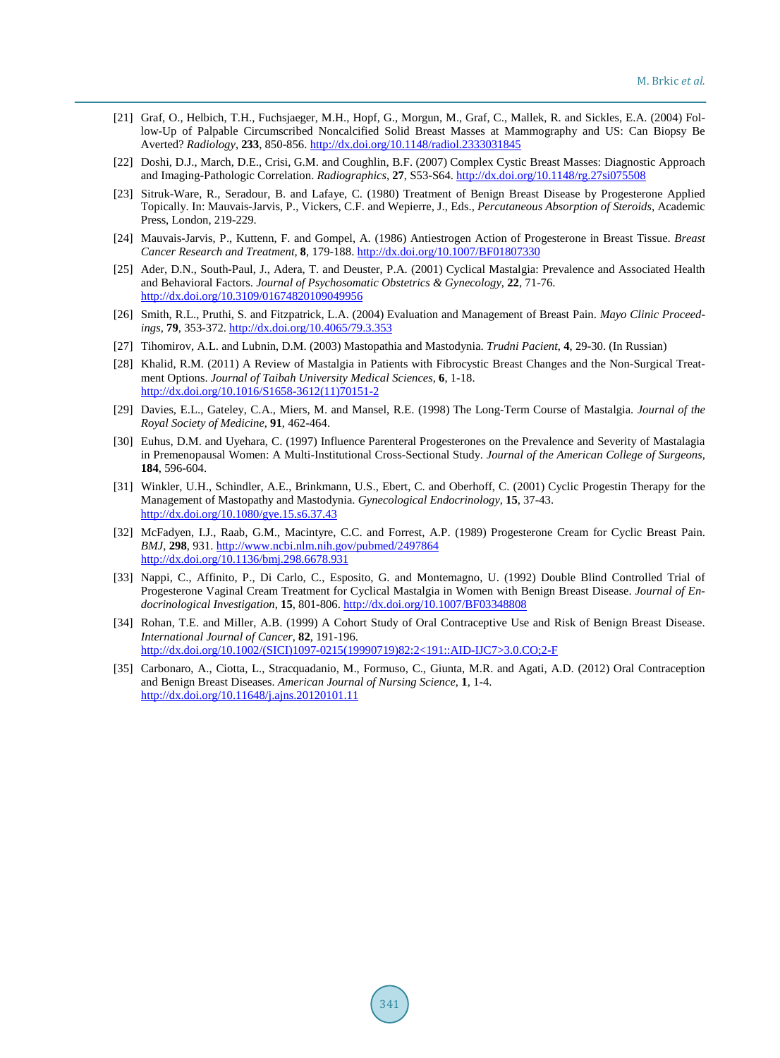[21] Graf, O., Helbich, T.H., Fuchsjaeger, M.H., Hopf, G., Morgun, M., Graf, C., Mallek, R. and Sickles, E.A. (2004) Follow-Up of Palpable Circumscribed Noncalcified Solid Breast Masses at Mammography and US: Can Biopsy Be Averted? *Radiology*, **233**, 850-856. http://dx.doi.org/10.1148/radiol.2333031845

[22] Doshi, D.J., March, D.E., Crisi, G.M. and Coughlin, B.F. (2007) Complex Cystic Breast Masses: Diagnostic Approach and Imaging-Pathologic Correlation. *Radiographics*, **27**, S53-S64. http://dx.doi.org/10.1148/rg.27si075508

[23] Sitruk-Ware, R., Seradour, B. and Lafaye, C. (1980) Treatment of Benign Breast Disease by Progesterone Applied Topically. In: Mauvais-Jarvis, P., Vickers, C.F. and Wepierre, J., Eds., *Percutaneous Absorption of Steroids*, Academic Press, London, 219-229.

[24] Mauvais-Jarvis, P., Kuttenn, F. and Gompel, A. (1986) Antiestrogen Action of Progesterone in Breast Tissue. *Breast Cancer Research and Treatment*, **8**, 179-188. http://dx.doi.org/10.1007/BF01807330

[25] Ader, D.N., South-Paul, J., Adera, T. and Deuster, P.A. (2001) Cyclical Mastalgia: Prevalence and Associated Health and Behavioral Factors. *Journal of Psychosomatic Obstetrics & Gynecology*, **22**, 71-76. http://dx.doi.org/10.3109/01674820109049956

[26] Smith, R.L., Pruthi, S. and Fitzpatrick, L.A. (2004) Evaluation and Management of Breast Pain. *Mayo Clinic Proceedings*, **79**, 353-372. http://dx.doi.org/10.4065/79.3.353

[27] Tihomirov, A.L. and Lubnin, D.M. (2003) Mastopathia and Mastodynia. *Trudni Pacient*, **4**, 29-30. (In Russian)

[28] Khalid, R.M. (2011) A Review of Mastalgia in Patients with Fibrocystic Breast Changes and the Non-Surgical Treatment Options. *Journal of Taibah University Medical Sciences*, **6**, 1-18. http://dx.doi.org/10.1016/S1658-3612(11)70151-2

[29] Davies, E.L., Gateley, C.A., Miers, M. and Mansel, R.E. (1998) The Long-Term Course of Mastalgia. *Journal of the Royal Society of Medicine*, **91**, 462-464.

[30] Euhus, D.M. and Uyehara, C. (1997) Influence Parenteral Progesterones on the Prevalence and Severity of Mastalagia in Premenopausal Women: A Multi-Institutional Cross-Sectional Study. *Journal of the American College of Surgeons*, **184**, 596-604.

[31] Winkler, U.H., Schindler, A.E., Brinkmann, U.S., Ebert, C. and Oberhoff, C. (2001) Cyclic Progestin Therapy for the Management of Mastopathy and Mastodynia. *Gynecological Endocrinology*, **15**, 37-43. http://dx.doi.org/10.1080/gye.15.s6.37.43

[32] McFadyen, I.J., Raab, G.M., Macintyre, C.C. and Forrest, A.P. (1989) Progesterone Cream for Cyclic Breast Pain. *BMJ*, **298**, 931. http://www.ncbi.nlm.nih.gov/pubmed/2497864 http://dx.doi.org/10.1136/bmj.298.6678.931

[33] Nappi, C., Affinito, P., Di Carlo, C., Esposito, G. and Montemagno, U. (1992) Double Blind Controlled Trial of Progesterone Vaginal Cream Treatment for Cyclical Mastalgia in Women with Benign Breast Disease. *Journal of Endocrinological Investigation*, **15**, 801-806. http://dx.doi.org/10.1007/BF03348808

[34] Rohan, T.E. and Miller, A.B. (1999) A Cohort Study of Oral Contraceptive Use and Risk of Benign Breast Disease. *International Journal of Cancer*, **82**, 191-196. http://dx.doi.org/10.1002/(SICI)1097-0215(19990719)82:2<191::AID-IJC7>3.0.CO;2-F

[35] Carbonaro, A., Ciotta, L., Stracquadanio, M., Formuso, C., Giunta, M.R. and Agati, A.D. (2012) Oral Contraception and Benign Breast Diseases. *American Journal of Nursing Science*, **1**, 1-4. http://dx.doi.org/10.11648/j.ajns.20120101.11